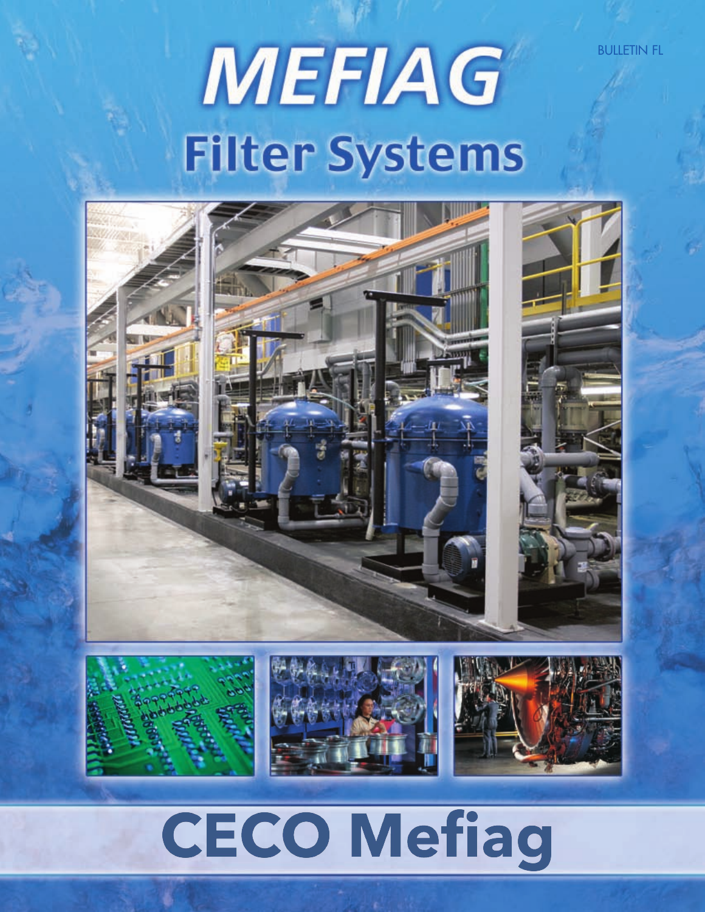BULLETIN FL

# MEFIAG

## Filter Systems

# CECO Mefiag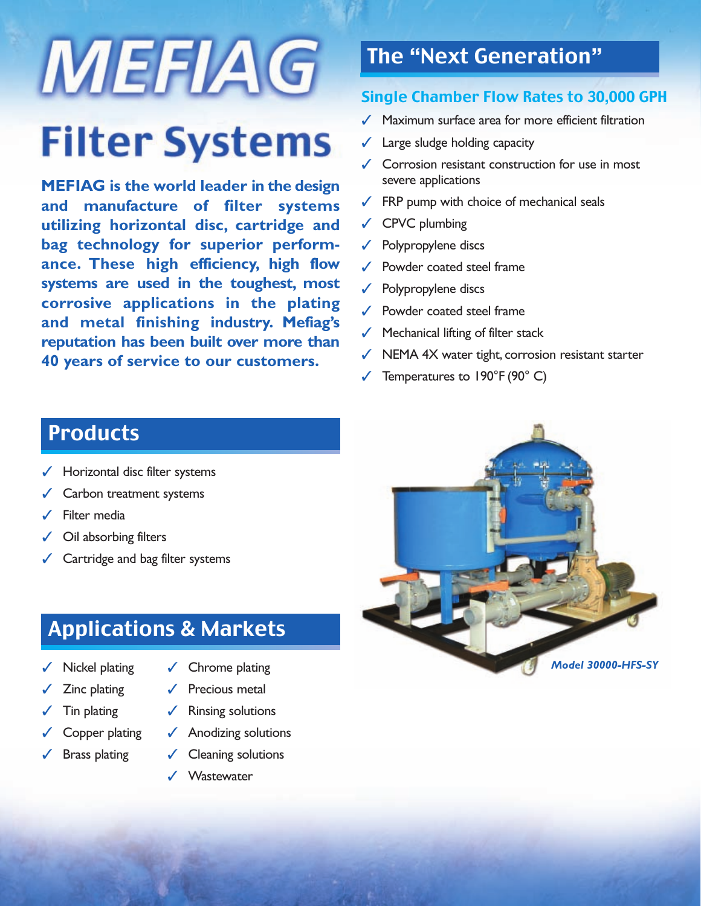# MEFIAG

# Filter Systems

**MEFIAG is the world leader in the design and manufacture of filter systems utilizing horizontal disc, cartridge and bag technology for superior performance. These high efficiency, high flow systems are used in the toughest, most corrosive applications in the plating and metal finishing industry. Mefiag's reputation has been built over more than 40 years of service to our customers.**

## The "Next Generation"

### Single Chamber Flow Rates to 30,000 GPH

- ✓ Maximum surface area for more efficient filtration
- ✓ Large sludge holding capacity
- ✓ Corrosion resistant construction for use in most severe applications
- ✓ FRP pump with choice of mechanical seals
- ✓ CPVC plumbing
- ✓ Polypropylene discs
- ✓ Powder coated steel frame
- ✓ Polypropylene discs
- ✓ Powder coated steel frame
- ✓ Mechanical lifting of filter stack
- ✓ NEMA 4X water tight, corrosion resistant starter
- ✓ Temperatures to 190°F (90° C)

## Products

- ✓ Horizontal disc filter systems
- ✓ Carbon treatment systems
- ✓ Filter media
- ✓ Oil absorbing filters
- ✓ Cartridge and bag filter systems

## Applications & Markets

- ✓ Nickel plating
- ✓ Zinc plating
- ✓ Tin plating
- ✓ Copper plating
- ✓ Brass plating
- ✓ Chrome plating
- ✓ Precious metal
- ✓ Rinsing solutions
- ✓ Anodizing solutions
- ✓ Cleaning solutions
- ✓ Wastewater

*Model 30000-HFS-SY*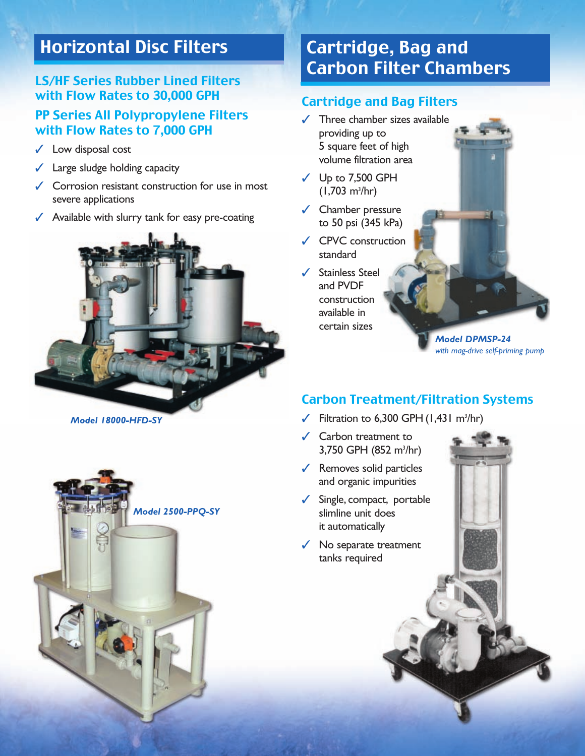# Horizontal Disc Filters

## LS/HF Series Rubber Lined Filters with Flow Rates to 30,000 GPH

## PP Series All Polypropylene Filters with Flow Rates to 7,000 GPH

- ✓ Low disposal cost
- ✓ Large sludge holding capacity
- ✓ Corrosion resistant construction for use in most severe applications
- ✓ Available with slurry tank for easy pre-coating

***Model 18000-HFD-SY***

***Model 2500-PPQ-SY***

# Cartridge, Bag and Carbon Filter Chambers

## Cartridge and Bag Filters

- ✓ Three chamber sizes available providing up to 5 square feet of high volume filtration area
- ✓ Up to 7,500 GPH (1,703 $m^3$/hr)
- ✓ Chamber pressure to 50 psi (345 kPa)
- ✓ CPVC construction standard
- ✓ Stainless Steel and PVDF construction available in certain sizes

***Model DPMSP-24***
*with mag-drive self-priming pump*

## Carbon Treatment/Filtration Systems

- ✓ Filtration to 6,300 GPH (1,431 $m^3$/hr)
- ✓ Carbon treatment to 3,750 GPH (852 $m^3$/hr)
- ✓ Removes solid particles and organic impurities
- ✓ Single, compact, portable slimline unit does it automatically
- ✓ No separate treatment tanks required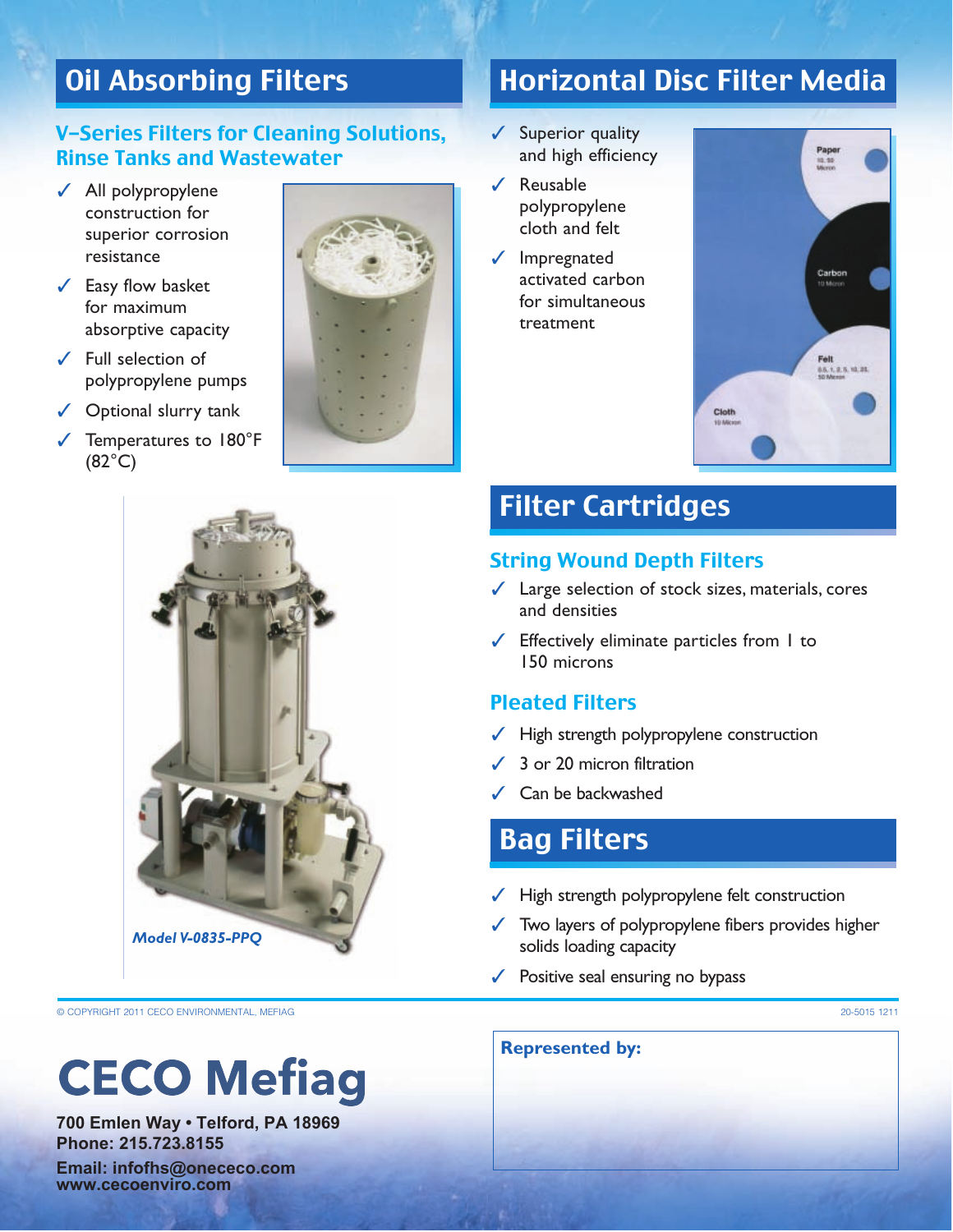## Oil Absorbing Filters

### V-Series Filters for Cleaning Solutions, Rinse Tanks and Wastewater

- ✓ All polypropylene construction for superior corrosion resistance
- ✓ Easy flow basket for maximum absorptive capacity
- ✓ Full selection of polypropylene pumps
- ✓ Optional slurry tank
- ✓ Temperatures to 180°F (82°C)

*Model V-0835-PPQ*

## Horizontal Disc Filter Media

- ✓ Superior quality and high efficiency
- ✓ Reusable polypropylene cloth and felt
- ✓ Impregnated activated carbon for simultaneous treatment

Paper
10, 50
Micron

Carbon
10 Micron

Felt
0.5, 1, 2, 5, 10, 25, 50 Micron

Cloth
10 Micron

## Filter Cartridges

### String Wound Depth Filters

- ✓ Large selection of stock sizes, materials, cores and densities
- ✓ Effectively eliminate particles from 1 to 150 microns

### Pleated Filters

- ✓ High strength polypropylene construction
- ✓ 3 or 20 micron filtration
- ✓ Can be backwashed

## Bag Filters

- ✓ High strength polypropylene felt construction
- ✓ Two layers of polypropylene fibers provides higher solids loading capacity
- ✓ Positive seal ensuring no bypass

© COPYRIGHT 2011 CECO ENVIRONMENTAL, MEFIAG

20-5015 1211

**CECO Mefiag**

**700 Emlen Way • Telford, PA 18969**
**Phone: 215.723.8155**
**Email: infofhs@onececo.com**
**www.cecoenviro.com**

**Represented by:**